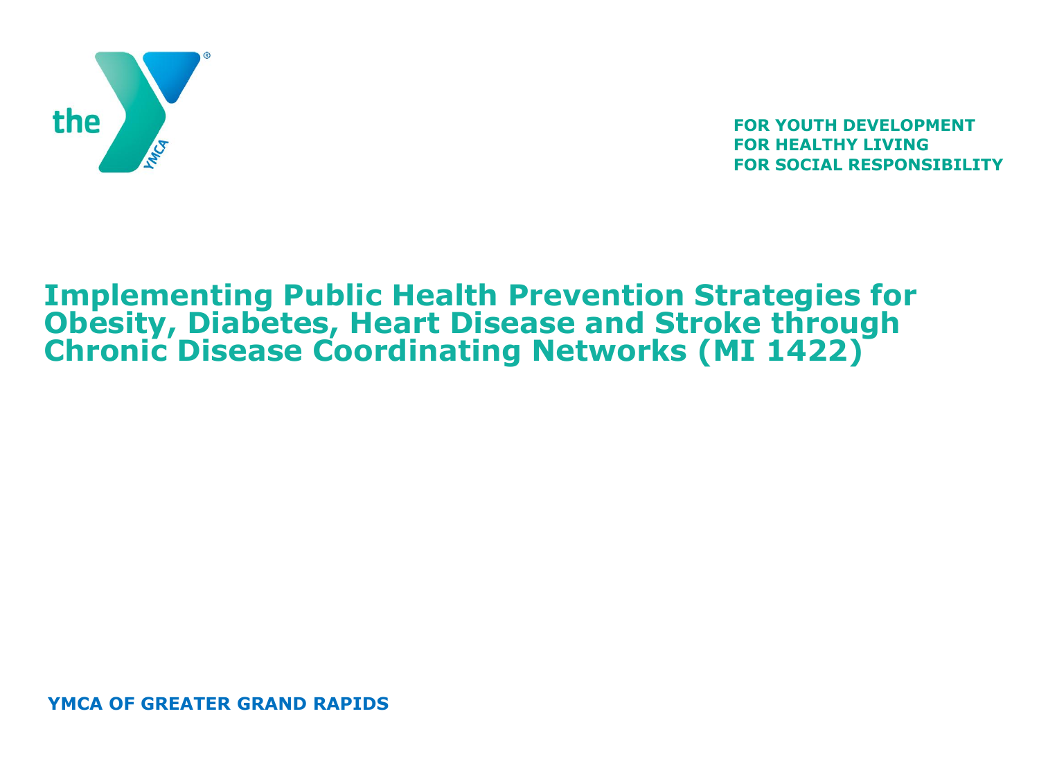FOR YOUTH DEVELOPMENT
FOR HEALTHY LIVING
FOR SOCIAL RESPONSIBILITY

# Implementing Public Health Prevention Strategies for Obesity, Diabetes, Heart Disease and Stroke through Chronic Disease Coordinating Networks (MI 1422)

**YMCA OF GREATER GRAND RAPIDS**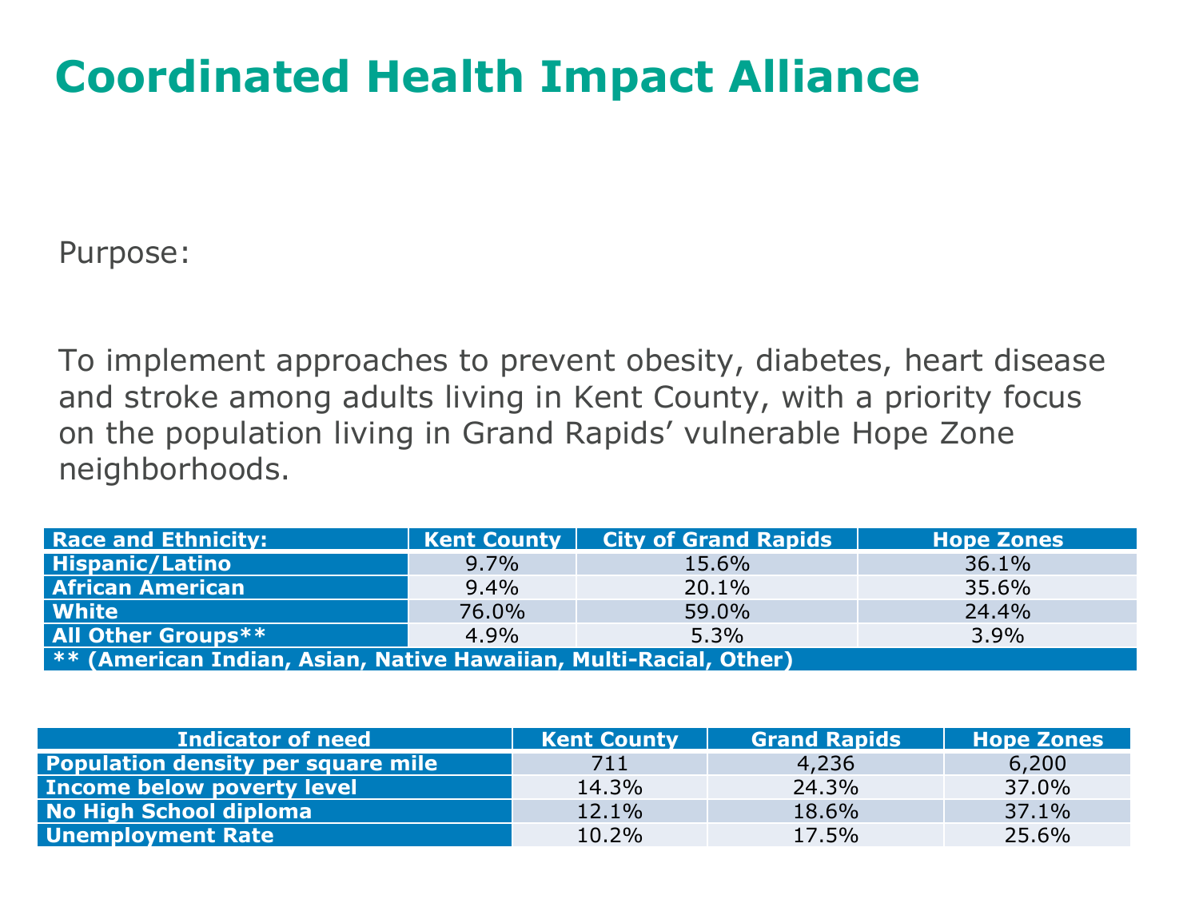# Coordinated Health Impact Alliance

Purpose:

To implement approaches to prevent obesity, diabetes, heart disease and stroke among adults living in Kent County, with a priority focus on the population living in Grand Rapids' vulnerable Hope Zone neighborhoods.

| Race and Ethnicity: | Kent County | City of Grand Rapids | Hope Zones |
|---|---|---|---|
| Hispanic/Latino | 9.7% | 15.6% | 36.1% |
| African American | 9.4% | 20.1% | 35.6% |
| White | 76.0% | 59.0% | 24.4% |
| All Other Groups** | 4.9% | 5.3% | 3.9% |
| ** (American Indian, Asian, Native Hawaiian, Multi-Racial, Other) | | | |

| Indicator of need | Kent County | Grand Rapids | Hope Zones |
|---|---|---|---|
| Population density per square mile | 711 | 4,236 | 6,200 |
| Income below poverty level | 14.3% | 24.3% | 37.0% |
| No High School diploma | 12.1% | 18.6% | 37.1% |
| Unemployment Rate | 10.2% | 17.5% | 25.6% |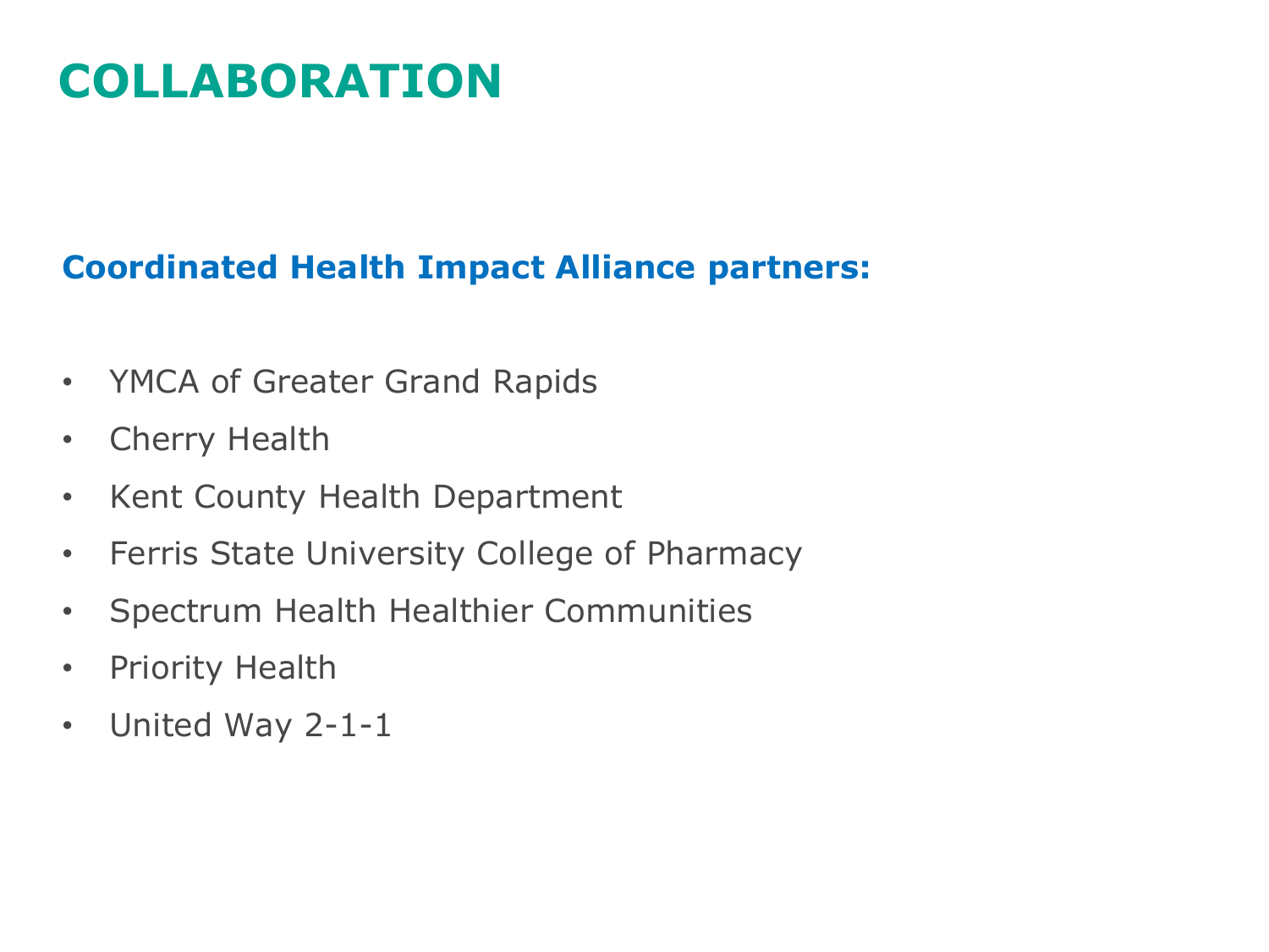# COLLABORATION

## Coordinated Health Impact Alliance partners:

- YMCA of Greater Grand Rapids
- Cherry Health
- Kent County Health Department
- Ferris State University College of Pharmacy
- Spectrum Health Healthier Communities
- Priority Health
- United Way 2-1-1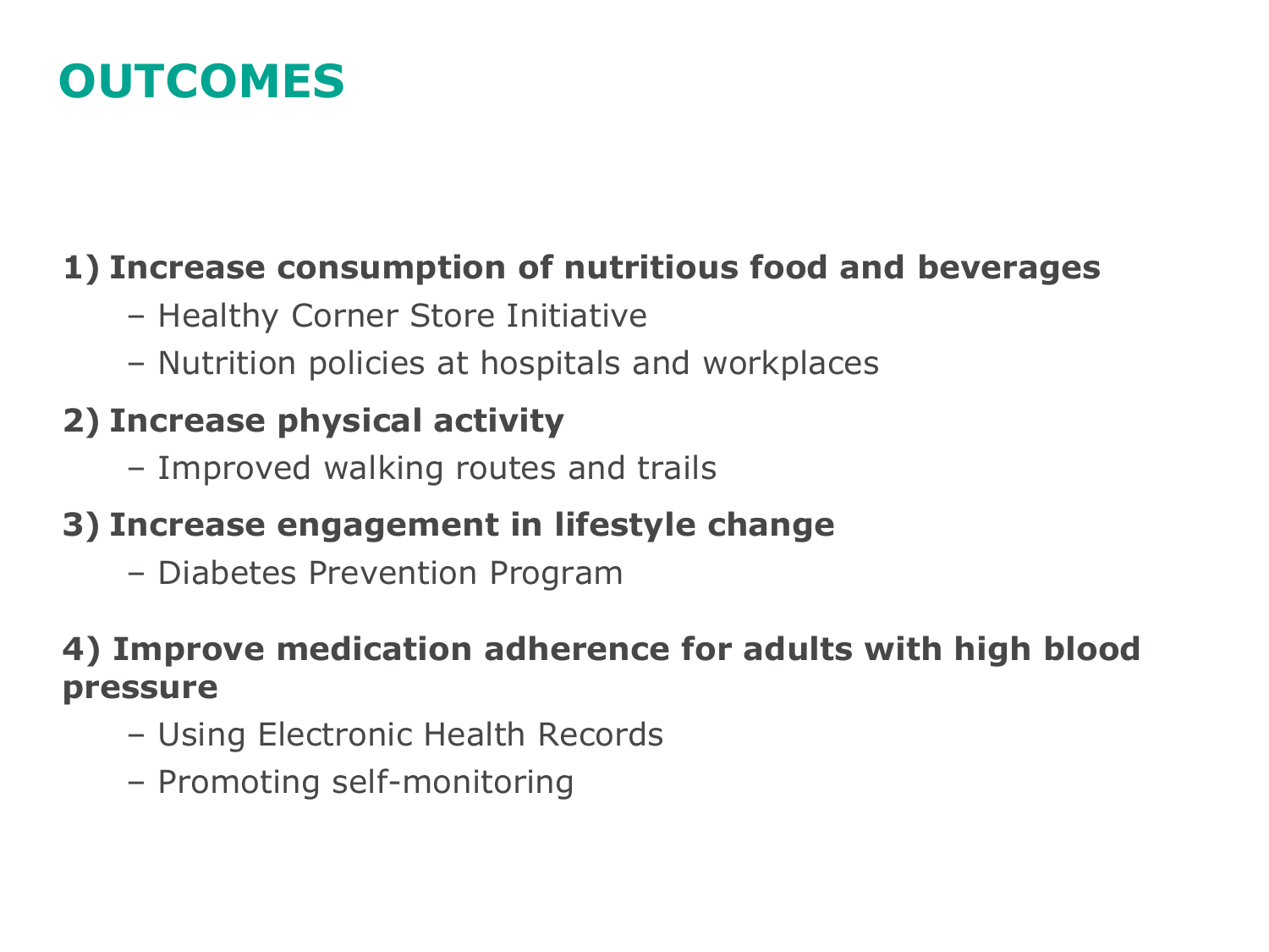# OUTCOMES

**1) Increase consumption of nutritious food and beverages**

- Healthy Corner Store Initiative
- Nutrition policies at hospitals and workplaces

**2) Increase physical activity**

- Improved walking routes and trails

**3) Increase engagement in lifestyle change**

- Diabetes Prevention Program

**4) Improve medication adherence for adults with high blood pressure**

- Using Electronic Health Records
- Promoting self-monitoring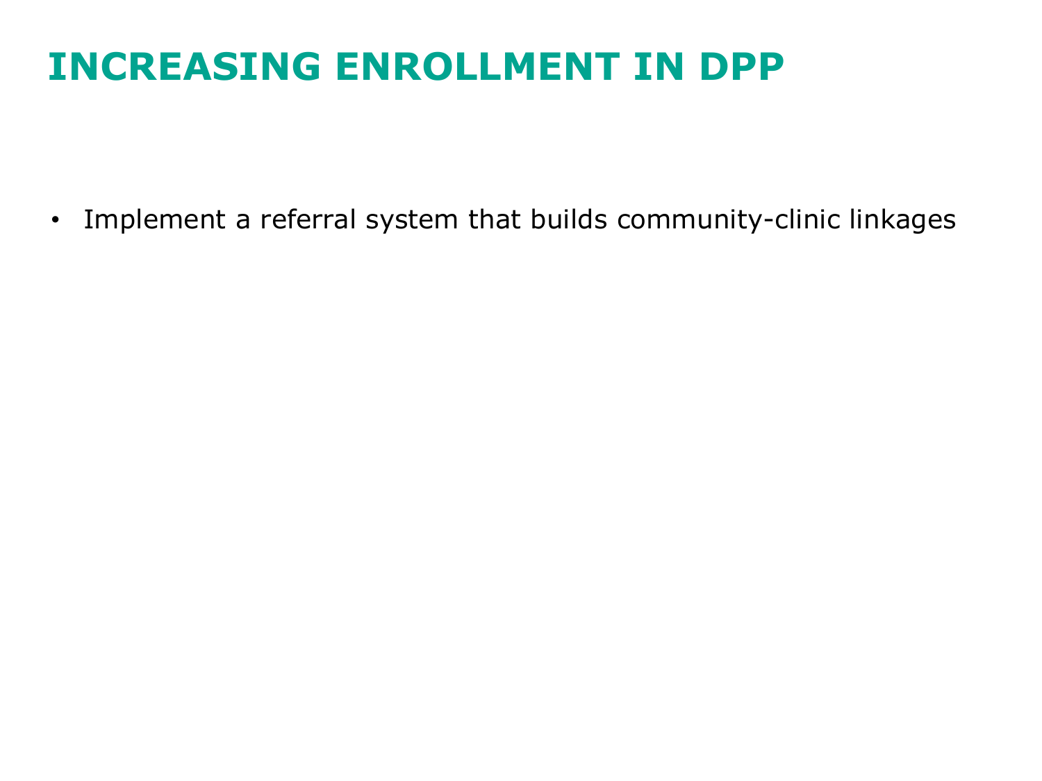# INCREASING ENROLLMENT IN DPP

- Implement a referral system that builds community-clinic linkages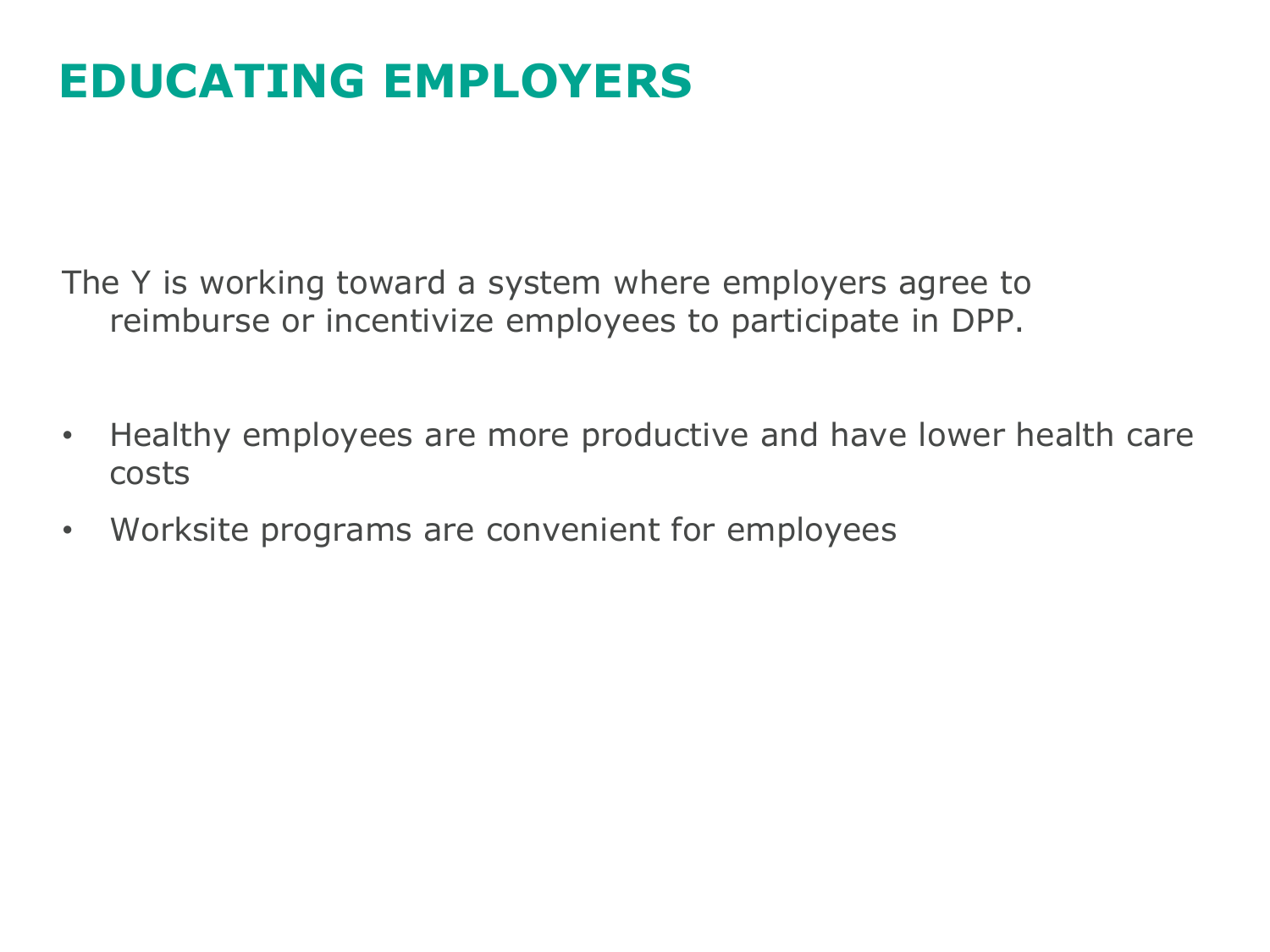# EDUCATING EMPLOYERS

The Y is working toward a system where employers agree to reimburse or incentivize employees to participate in DPP.

- Healthy employees are more productive and have lower health care costs
- Worksite programs are convenient for employees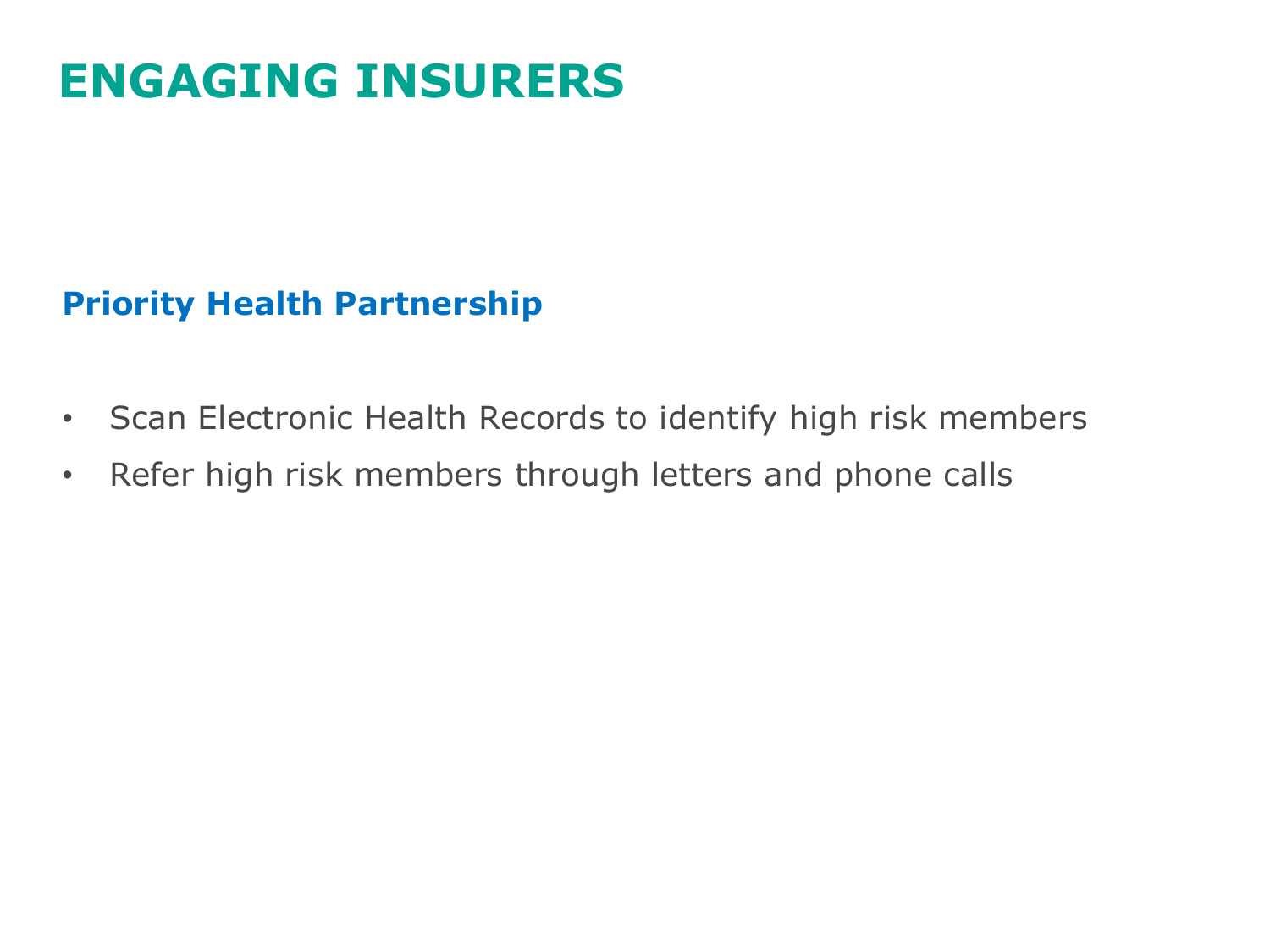# ENGAGING INSURERS

## Priority Health Partnership

- Scan Electronic Health Records to identify high risk members
- Refer high risk members through letters and phone calls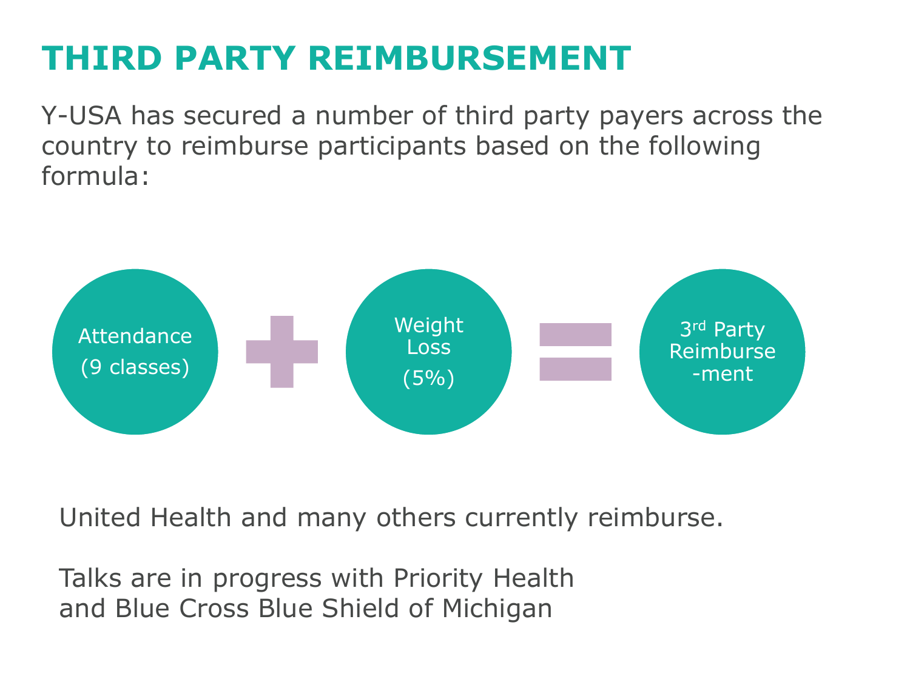# THIRD PARTY REIMBURSEMENT

Y-USA has secured a number of third party payers across the country to reimburse participants based on the following formula:

Attendance (9 classes) + Weight Loss (5%) = 3rd Party Reimburse-ment

United Health and many others currently reimburse.

Talks are in progress with Priority Health and Blue Cross Blue Shield of Michigan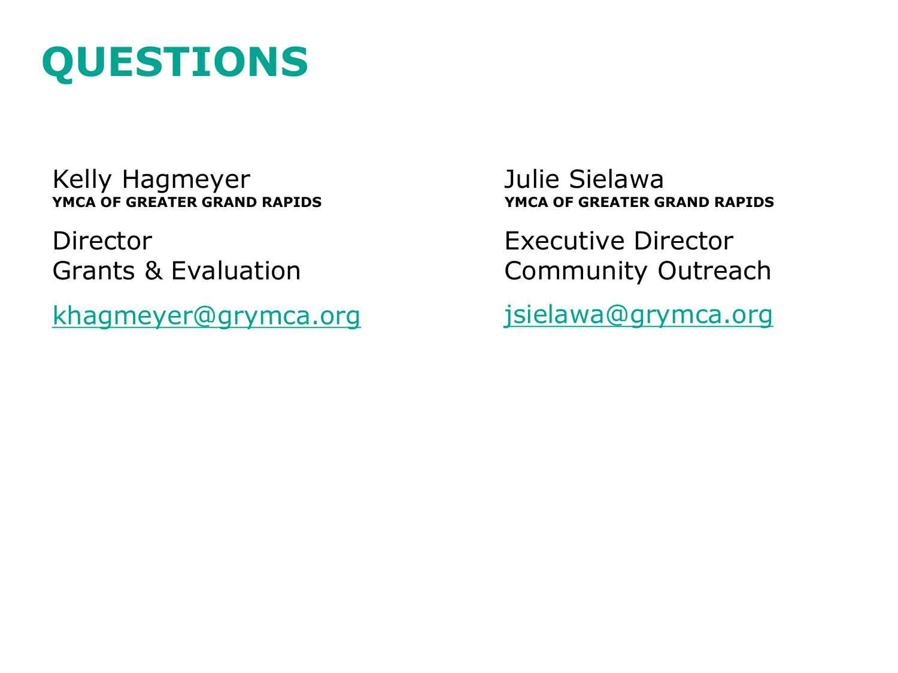# QUESTIONS

Kelly Hagmeyer
**YMCA OF GREATER GRAND RAPIDS**

Director
Grants & Evaluation

khagmeyer@grymca.org

Julie Sielawa
**YMCA OF GREATER GRAND RAPIDS**

Executive Director
Community Outreach

jsielawa@grymca.org